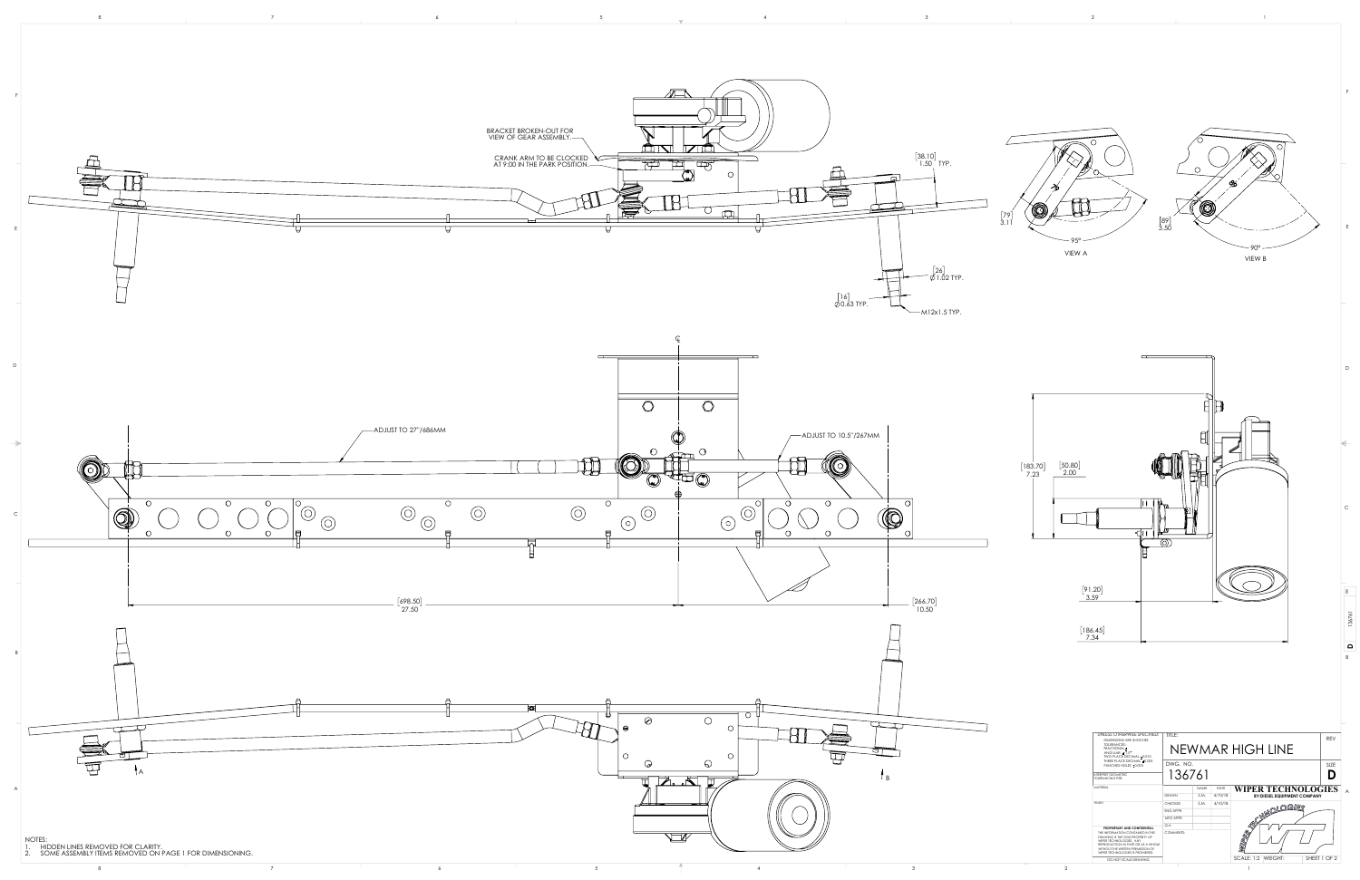BRACKET BROKEN-OUT FOR VIEW OF GEAR ASSEMBLY.

CRANK ARM TO BE CLOCKED AT 9:00 IN THE PARK POSITION.

[38.10] 1.50 TYP.

[26] Ø1.02 TYP.

[16] Ø0.63 TYP.

M12x1.5 TYP.

[79] 3.11

95°

VIEW A

[89] 3.50

90°

VIEW B

ADJUST TO 27"/686MM

ADJUST TO 10.5"/267MM

[698.50] 27.50

[266.70] 10.50

[183.70] 7.23

[50.80] 2.00

[91.20] 3.59

[186.45] 7.34

A

B

NOTES:

1. HIDDEN LINES REMOVED FOR CLARITY.
2. SOME ASSEMBLY ITEMS REMOVED ON PAGE 1 FOR DIMENSIONING.

| TITLE: | | | | REV |
|---|---|---|---|---|
| NEWMAR HIGH LINE | | | | |
| DWG. NO. 136761 | | | | SIZE D |
| | NAME | DATE | WIPER TECHNOLOGIES BY DIESEL EQUIPMENT COMPANY | |
| DRAWN | S.M. | 4/10/18 | | |
| CHECKED | S.M. | 4/10/18 | | |
| ENG APPR. | | | | |
| MFG APPR. | | | | |
| Q.A. | | | | |
| COMMENTS: | | | | |
| SCALE: 1:2 | WEIGHT: | | | SHEET 1 OF 2 |

UNLESS OTHERWISE SPECIFIED: DIMENSIONS ARE IN INCHES. TOLERANCES: FRACTIONAL ±, ANGULAR ±, TWO PLACE DECIMAL ±.010, THREE PLACE DECIMAL ±.005, PUNCHED HOLES ±.005

INTERPRET GEOMETRIC TOLERANCING PER:

MATERIAL

FINISH

PROPRIETARY AND CONFIDENTIAL: THE INFORMATION CONTAINED IN THIS DRAWING IS THE SOLE PROPERTY OF WIPER TECHNOLOGIES. ANY REPRODUCTION IN PART OR AS A WHOLE WITHOUT THE WRITTEN PERMISSION OF WIPER TECHNOLOGIES IS PROHIBITED.

DO NOT SCALE DRAWING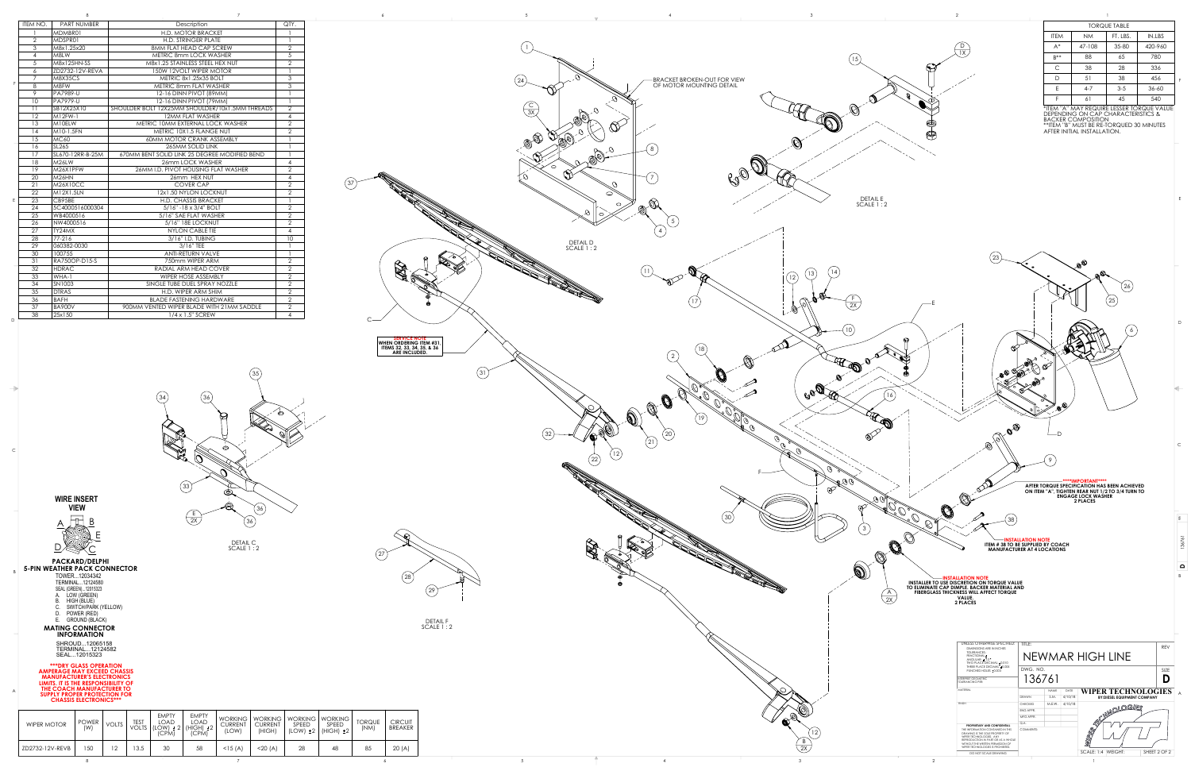| ITEM NO. | PART NUMBER | Description | QTY. |
|---|---|---|---|
| 1 | MDMBR01 | H.D. MOTOR BRACKET | 1 |
| 2 | MDSPR01 | H.D. STRINGER PLATE | 1 |
| 3 | M8x1.25x20 | 8MM FLAT HEAD CAP SCREW | 2 |
| 4 | M8LW | METRIC 8mm LOCK WASHER | 5 |
| 5 | M8x125HN-SS | M8x1.25 STAINLESS STEEL HEX NUT | 2 |
| 6 | ZD2732-12V-REVA | 150W 12VOLT WIPER MOTOR | 1 |
| 7 | M8X35CS | METRIC 8x1.25x35 BOLT | 3 |
| 8 | M8FW | METRIC 8mm FLAT WASHER | 3 |
| 9 | PA7989-U | 12-16 DINN PIVOT (89MM) | 1 |
| 10 | PA7979-U | 12-16 DINN PIVOT (79MM) | 1 |
| 11 | SB12X25X10 | SHOULDER BOLT 12X25MM SHOULDER/10x1.5MM THREADS | 2 |
| 12 | M12FW-1 | 12MM FLAT WASHER | 4 |
| 13 | M10ELW | METRIC 10MM EXTERNAL LOCK WASHER | 2 |
| 14 | M10-1.5FN | METRIC 10X1.5 FLANGE NUT | 2 |
| 15 | MC60 | 60MM MOTOR CRANK ASSEMBLY | 1 |
| 16 | SL265 | 265MM SOLID LINK | 1 |
| 17 | SL670-12RR-B-25M | 670MM BENT SOLID LINK 25 DEGREE MODIFIED BEND | 1 |
| 18 | M26LW | 26mm LOCK WASHER | 4 |
| 19 | M26X1PFW | 26MM I.D. PIVOT HOUSING FLAT WASHER | 2 |
| 20 | M26HN | 26mm HEX NUT | 4 |
| 21 | M26X10CC | COVER CAP | 2 |
| 22 | M12X1.5LN | 12x1.50 NYLON LOCKNUT | 2 |
| 23 | CB95BE | H.D. CHASSIS BRACKET | 1 |
| 24 | SC4000516000304 | 5/16" -18 x 3/4" BOLT | 2 |
| 25 | WB4000516 | 5/16" SAE FLAT WASHER | 2 |
| 26 | NW4000516 | 5/16" 18E LOCKNUT | 2 |
| 27 | TY24MX | NYLON CABLE TIE | 4 |
| 28 | 77-216 | 3/16" I.D. TUBING | 10 |
| 29 | 060382-0030 | 3/16" TEE | 1 |
| 30 | 100755 | ANTI-RETURN VALVE | 1 |
| 31 | RA750OP-D15-S | 750mm WIPER ARM | 2 |
| 32 | HDRAC | RADIAL ARM HEAD COVER | 2 |
| 33 | WHA-1 | WIPER HOSE ASSEMBLY | 2 |
| 34 | SN1003 | SINGLE TUBE DUEL SPRAY NOZZLE | 2 |
| 35 | DTRAS | H.D. WIPER ARM SHIM | 2 |
| 36 | BAFH | BLADE FASTENING HARDWARE | 2 |
| 37 | BA900V | 900MM VENTED WIPER BLADE WITH 21MM SADDLE | 2 |
| 38 | 25x150 | 1/4 x 1.5" SCREW | 4 |

| TORQUE TABLE | | | |
|---|---|---|---|
| ITEM | NM | FT. LBS. | IN.LBS |
| A* | 47-108 | 35-80 | 420-960 |
| B** | 88 | 65 | 780 |
| C | 38 | 28 | 336 |
| D | 51 | 38 | 456 |
| E | 4-7 | 3-5 | 36-60 |
| F | 61 | 45 | 540 |

*ITEM "A" MAY REQUIRE LESSER TORQUE VALUE DEPENDING ON CAP CHARACTERISTICS & BACKER COMPOSITION
**ITEM "B" MUST BE RE-TORQUED 30 MINUTES AFTER INITIAL INSTALLATION.

BRACKET BROKEN-OUT FOR VIEW OF MOTOR MOUNTING DETAIL

DETAIL D
SCALE 1 : 2

DETAIL E
SCALE 1 : 2

DETAIL C
SCALE 1 : 2

DETAIL F
SCALE 1 : 2

**SERVICE NOTE**
**WHEN ORDERING ITEM #31, ITEMS 32, 33, 34, 35, & 36 ARE INCLUDED.**

****IMPORTANT****
AFTER TORQUE SPECIFICATION HAS BEEN ACHIEVED ON ITEM "A", TIGHTEN REAR NUT 1/2 TO 3/4 TURN TO ENGAGE LOCK WASHER
2 PLACES

**INSTALLATION NOTE**
ITEM # 38 TO BE SUPPLIED BY COACH MANUFACTURER AT 4 LOCATIONS

**INSTALLATION NOTE**
INSTALLER TO USE DISCRETION ON TORQUE VALUE TO ELIMINATE CAP DIMPLE. BACKER MATERIAL AND FIBERGLASS THICKNESS WILL AFFECT TORQUE VALUE.
2 PLACES

## WIRE INSERT VIEW

## PACKARD/DELPHI 5-PIN WEATHER PACK CONNECTOR

TOWER....12034342
TERMINAL....12124580
SEAL (GREEN)....12015323
A. LOW (GREEN)
B. HIGH (BLUE)
C. SWITCH/PARK (YELLOW)
D. POWER (RED)
E. GROUND (BLACK)

## MATING CONNECTOR INFORMATION

SHROUD....12065158
TERMINAL....12124582
SEAL....12015323

*****DRY GLASS OPERATION AMPERAGE MAY EXCEED CHASSIS MANUFACTURER'S ELECTRONICS LIMITS. IT IS THE RESPONSIBILITY OF THE COACH MANUFACTURER TO SUPPLY PROPER PROTECTION FOR CHASSIS ELECTRONICS*****

| WIPER MOTOR | POWER (W) | VOLTS | TEST VOLTS | EMPTY LOAD (LOW) ±2 (CPM) | EMPTY LOAD (HIGH) ±2 (CPM) | WORKING CURRENT (LOW) | WORKING CURRENT (HIGH) | WORKING SPEED (LOW) ±2 | WORKING SPEED (HIGH) ±2 | TORQUE (NM) | CIRCUIT BREAKER |
|---|---|---|---|---|---|---|---|---|---|---|---|
| ZD2732-12V-REVB | 150 | 12 | 13.5 | 30 | 58 | <15 (A) | <20 (A) | 28 | 48 | 85 | 20 (A) |

TITLE: NEWMAR HIGH LINE
DWG. NO. 136761
SIZE: D
REV
DRAWN: S.M. 4/10/18
CHECKED: M.E.W. 4/10/18
WIPER TECHNOLOGIES BY DIESEL EQUIPMENT COMPANY
SCALE: 1:4 WEIGHT: SHEET 2 OF 2